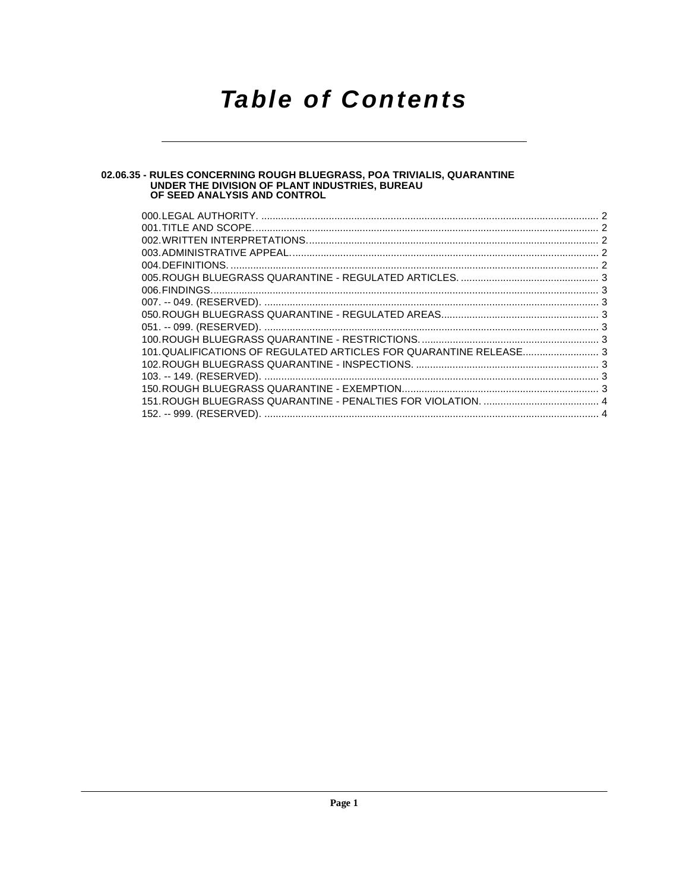# Table of Contents

**02.06.35 - RULES CONCERNING ROUGH BLUEGRASS, POA TRIVIALIS, QUARANTINE UNDER THE DIVISION OF PLANT INDUSTRIES, BUREAU OF SEED ANALYSIS AND CONTROL**

000. LEGAL AUTHORITY. ........ 2
001. TITLE AND SCOPE. ........ 2
002. WRITTEN INTERPRETATIONS. ........ 2
003. ADMINISTRATIVE APPEAL. ........ 2
004. DEFINITIONS. ........ 2
005. ROUGH BLUEGRASS QUARANTINE - REGULATED ARTICLES. ........ 3
006. FINDINGS. ........ 3
007. -- 049. (RESERVED). ........ 3
050. ROUGH BLUEGRASS QUARANTINE - REGULATED AREAS. ........ 3
051. -- 099. (RESERVED). ........ 3
100. ROUGH BLUEGRASS QUARANTINE - RESTRICTIONS. ........ 3
101. QUALIFICATIONS OF REGULATED ARTICLES FOR QUARANTINE RELEASE. ........ 3
102. ROUGH BLUEGRASS QUARANTINE - INSPECTIONS. ........ 3
103. -- 149. (RESERVED). ........ 3
150. ROUGH BLUEGRASS QUARANTINE - EXEMPTION. ........ 3
151. ROUGH BLUEGRASS QUARANTINE - PENALTIES FOR VIOLATION. ........ 4
152. -- 999. (RESERVED). ........ 4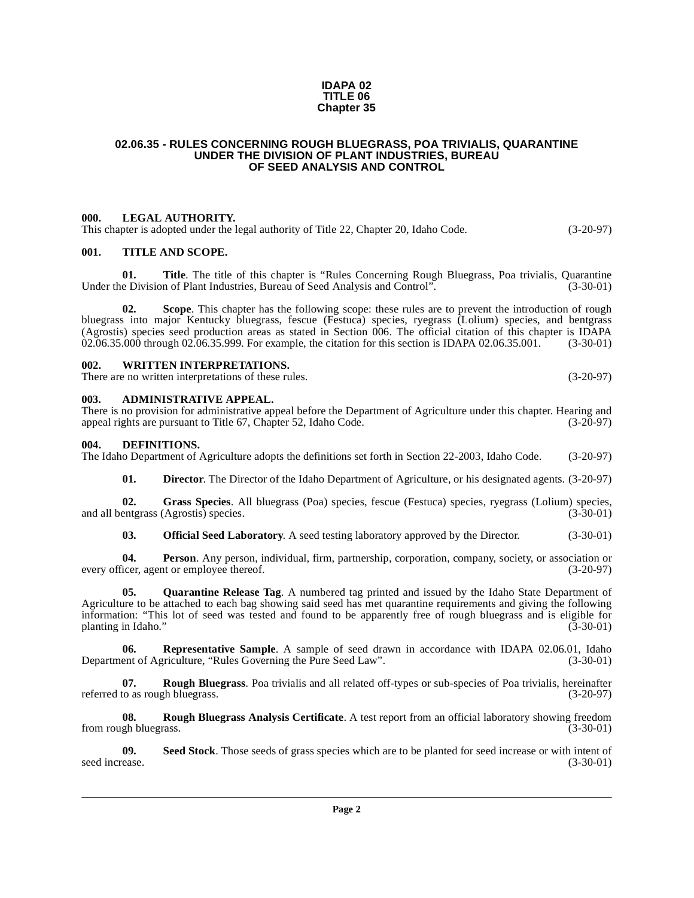**IDAPA 02**
**TITLE 06**
**Chapter 35**

# 02.06.35 - RULES CONCERNING ROUGH BLUEGRASS, POA TRIVIALIS, QUARANTINE UNDER THE DIVISION OF PLANT INDUSTRIES, BUREAU OF SEED ANALYSIS AND CONTROL

## 000. LEGAL AUTHORITY.

This chapter is adopted under the legal authority of Title 22, Chapter 20, Idaho Code. (3-20-97)

## 001. TITLE AND SCOPE.

**01. Title**. The title of this chapter is "Rules Concerning Rough Bluegrass, Poa trivialis, Quarantine Under the Division of Plant Industries, Bureau of Seed Analysis and Control". (3-30-01)

**02. Scope**. This chapter has the following scope: these rules are to prevent the introduction of rough bluegrass into major Kentucky bluegrass, fescue (Festuca) species, ryegrass (Lolium) species, and bentgrass (Agrostis) species seed production areas as stated in Section 006. The official citation of this chapter is IDAPA 02.06.35.000 through 02.06.35.999. For example, the citation for this section is IDAPA 02.06.35.001. (3-30-01)

## 002. WRITTEN INTERPRETATIONS.

There are no written interpretations of these rules. (3-20-97)

## 003. ADMINISTRATIVE APPEAL.

There is no provision for administrative appeal before the Department of Agriculture under this chapter. Hearing and appeal rights are pursuant to Title 67, Chapter 52, Idaho Code. (3-20-97)

## 004. DEFINITIONS.

The Idaho Department of Agriculture adopts the definitions set forth in Section 22-2003, Idaho Code. (3-20-97)

**01. Director**. The Director of the Idaho Department of Agriculture, or his designated agents. (3-20-97)

**02. Grass Species**. All bluegrass (Poa) species, fescue (Festuca) species, ryegrass (Lolium) species, and all bentgrass (Agrostis) species. (3-30-01)

**03. Official Seed Laboratory**. A seed testing laboratory approved by the Director. (3-30-01)

**04. Person**. Any person, individual, firm, partnership, corporation, company, society, or association or every officer, agent or employee thereof. (3-20-97)

**05. Quarantine Release Tag**. A numbered tag printed and issued by the Idaho State Department of Agriculture to be attached to each bag showing said seed has met quarantine requirements and giving the following information: "This lot of seed was tested and found to be apparently free of rough bluegrass and is eligible for planting in Idaho." (3-30-01)

**06. Representative Sample**. A sample of seed drawn in accordance with IDAPA 02.06.01, Idaho Department of Agriculture, "Rules Governing the Pure Seed Law". (3-30-01)

**07. Rough Bluegrass**. Poa trivialis and all related off-types or sub-species of Poa trivialis, hereinafter referred to as rough bluegrass. (3-20-97)

**08. Rough Bluegrass Analysis Certificate**. A test report from an official laboratory showing freedom from rough bluegrass. (3-30-01)

**09. Seed Stock**. Those seeds of grass species which are to be planted for seed increase or with intent of seed increase. (3-30-01)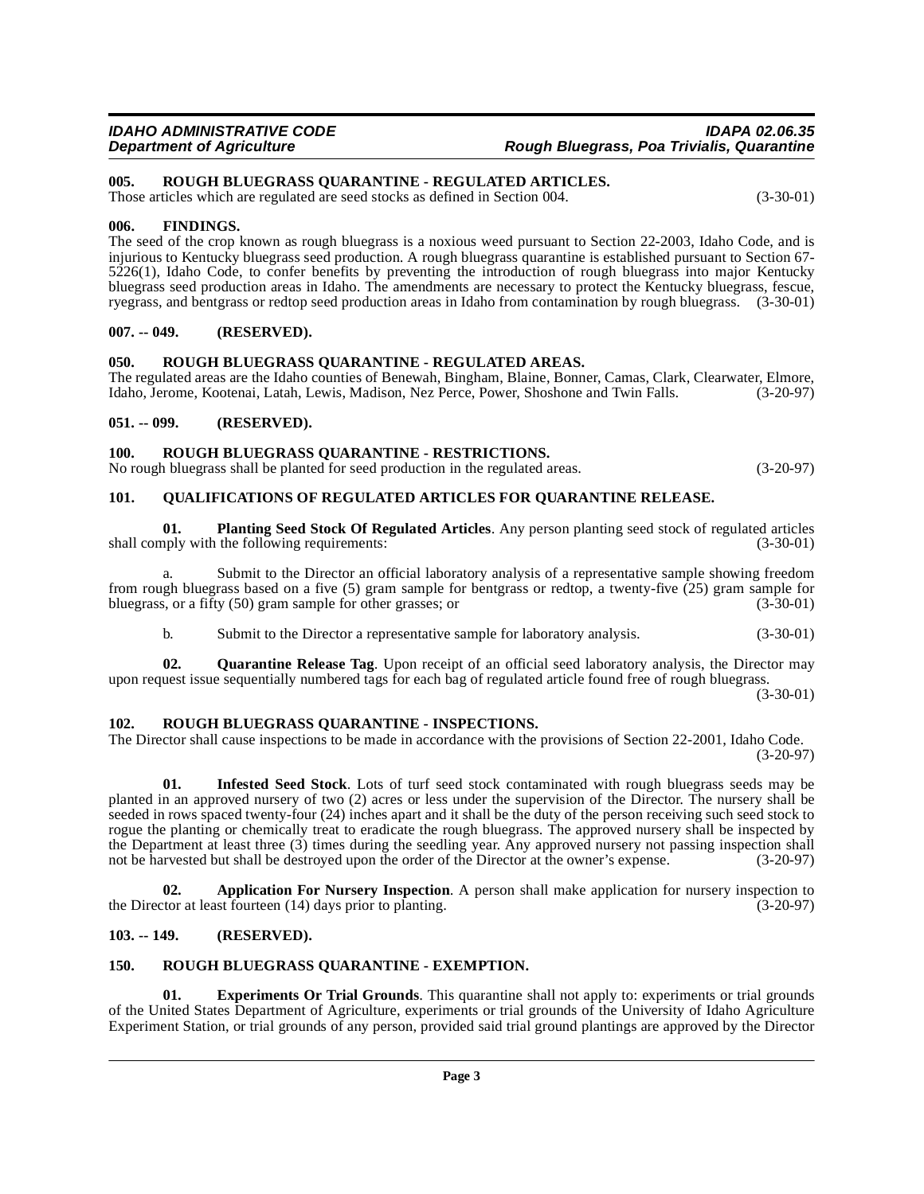### 005. ROUGH BLUEGRASS QUARANTINE - REGULATED ARTICLES.

Those articles which are regulated are seed stocks as defined in Section 004. (3-30-01)

### 006. FINDINGS.

The seed of the crop known as rough bluegrass is a noxious weed pursuant to Section 22-2003, Idaho Code, and is injurious to Kentucky bluegrass seed production. A rough bluegrass quarantine is established pursuant to Section 67-5226(1), Idaho Code, to confer benefits by preventing the introduction of rough bluegrass into major Kentucky bluegrass seed production areas in Idaho. The amendments are necessary to protect the Kentucky bluegrass, fescue, ryegrass, and bentgrass or redtop seed production areas in Idaho from contamination by rough bluegrass. (3-30-01)

### 007. -- 049. (RESERVED).

### 050. ROUGH BLUEGRASS QUARANTINE - REGULATED AREAS.

The regulated areas are the Idaho counties of Benewah, Bingham, Blaine, Bonner, Camas, Clark, Clearwater, Elmore, Idaho, Jerome, Kootenai, Latah, Lewis, Madison, Nez Perce, Power, Shoshone and Twin Falls. (3-20-97)

### 051. -- 099. (RESERVED).

### 100. ROUGH BLUEGRASS QUARANTINE - RESTRICTIONS.

No rough bluegrass shall be planted for seed production in the regulated areas. (3-20-97)

### 101. QUALIFICATIONS OF REGULATED ARTICLES FOR QUARANTINE RELEASE.

**01. Planting Seed Stock Of Regulated Articles**. Any person planting seed stock of regulated articles shall comply with the following requirements: (3-30-01)

a. Submit to the Director an official laboratory analysis of a representative sample showing freedom from rough bluegrass based on a five (5) gram sample for bentgrass or redtop, a twenty-five (25) gram sample for bluegrass, or a fifty (50) gram sample for other grasses; or (3-30-01)

b. Submit to the Director a representative sample for laboratory analysis. (3-30-01)

**02. Quarantine Release Tag**. Upon receipt of an official seed laboratory analysis, the Director may upon request issue sequentially numbered tags for each bag of regulated article found free of rough bluegrass. (3-30-01)

### 102. ROUGH BLUEGRASS QUARANTINE - INSPECTIONS.

The Director shall cause inspections to be made in accordance with the provisions of Section 22-2001, Idaho Code. (3-20-97)

**01. Infested Seed Stock**. Lots of turf seed stock contaminated with rough bluegrass seeds may be planted in an approved nursery of two (2) acres or less under the supervision of the Director. The nursery shall be seeded in rows spaced twenty-four (24) inches apart and it shall be the duty of the person receiving such seed stock to rogue the planting or chemically treat to eradicate the rough bluegrass. The approved nursery shall be inspected by the Department at least three (3) times during the seedling year. Any approved nursery not passing inspection shall not be harvested but shall be destroyed upon the order of the Director at the owner's expense. (3-20-97)

**02. Application For Nursery Inspection**. A person shall make application for nursery inspection to the Director at least fourteen (14) days prior to planting. (3-20-97)

### 103. -- 149. (RESERVED).

### 150. ROUGH BLUEGRASS QUARANTINE - EXEMPTION.

**01. Experiments Or Trial Grounds**. This quarantine shall not apply to: experiments or trial grounds of the United States Department of Agriculture, experiments or trial grounds of the University of Idaho Agriculture Experiment Station, or trial grounds of any person, provided said trial ground plantings are approved by the Director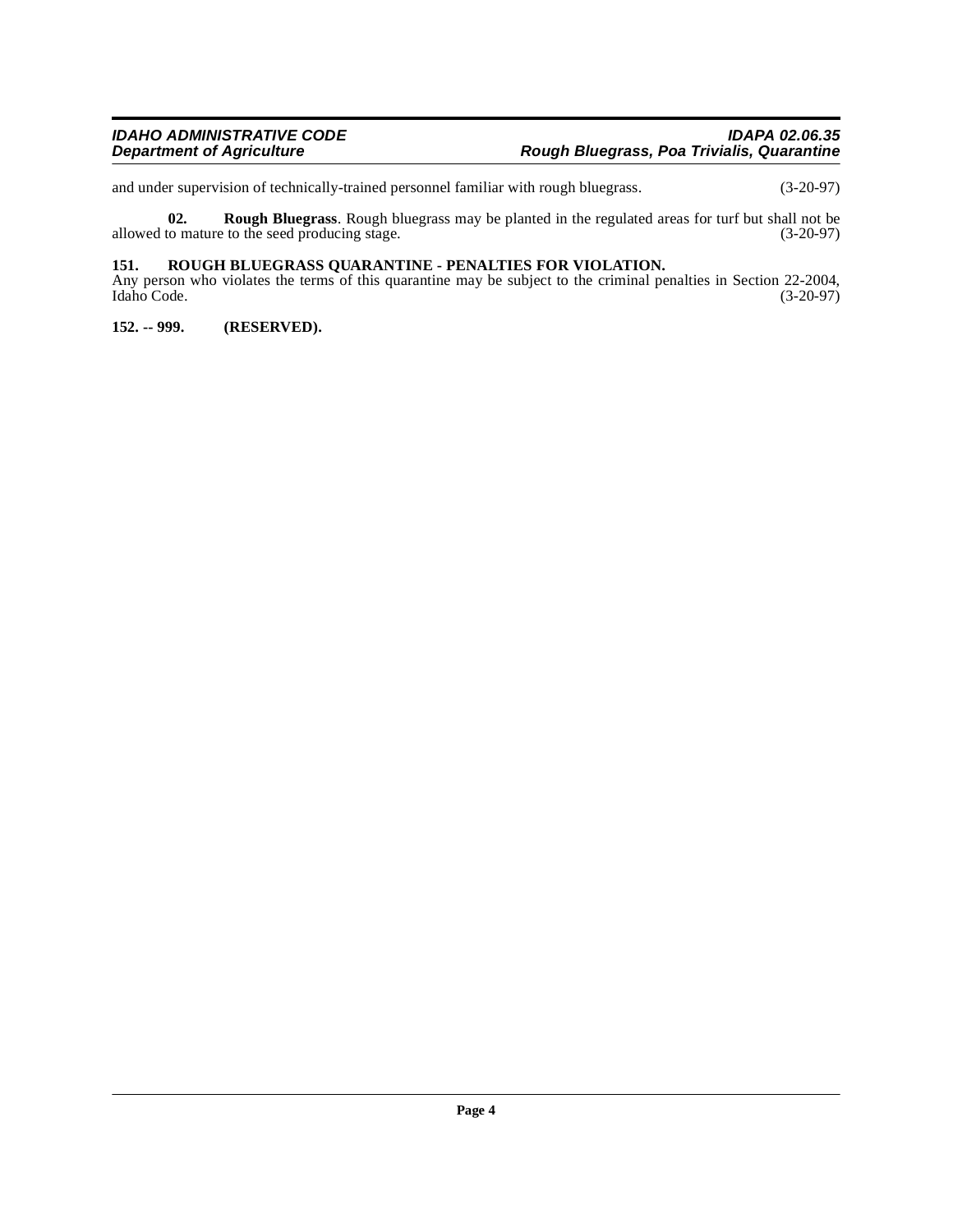and under supervision of technically-trained personnel familiar with rough bluegrass. (3-20-97)

**02. Rough Bluegrass**. Rough bluegrass may be planted in the regulated areas for turf but shall not be allowed to mature to the seed producing stage. (3-20-97)

### 151. ROUGH BLUEGRASS QUARANTINE - PENALTIES FOR VIOLATION.

Any person who violates the terms of this quarantine may be subject to the criminal penalties in Section 22-2004, Idaho Code. (3-20-97)

### 152. -- 999. (RESERVED).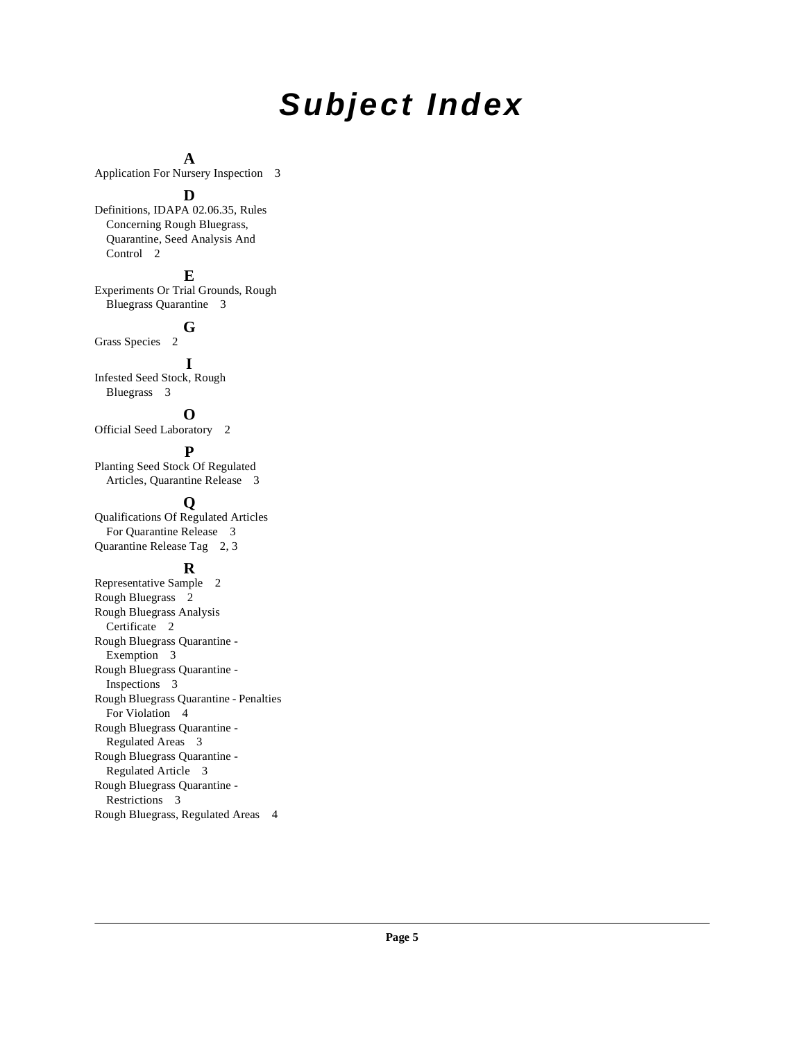# *Subject Index*

**A**

Application For Nursery Inspection 3

**D**

Definitions, IDAPA 02.06.35, Rules Concerning Rough Bluegrass, Quarantine, Seed Analysis And Control 2

**E**

Experiments Or Trial Grounds, Rough Bluegrass Quarantine 3

**G**

Grass Species 2

**I**

Infested Seed Stock, Rough Bluegrass 3

**O**

Official Seed Laboratory 2

**P**

Planting Seed Stock Of Regulated Articles, Quarantine Release 3

**Q**

Qualifications Of Regulated Articles For Quarantine Release 3
Quarantine Release Tag 2, 3

**R**

Representative Sample 2
Rough Bluegrass 2
Rough Bluegrass Analysis Certificate 2
Rough Bluegrass Quarantine - Exemption 3
Rough Bluegrass Quarantine - Inspections 3
Rough Bluegrass Quarantine - Penalties For Violation 4
Rough Bluegrass Quarantine - Regulated Areas 3
Rough Bluegrass Quarantine - Regulated Article 3
Rough Bluegrass Quarantine - Restrictions 3
Rough Bluegrass, Regulated Areas 4